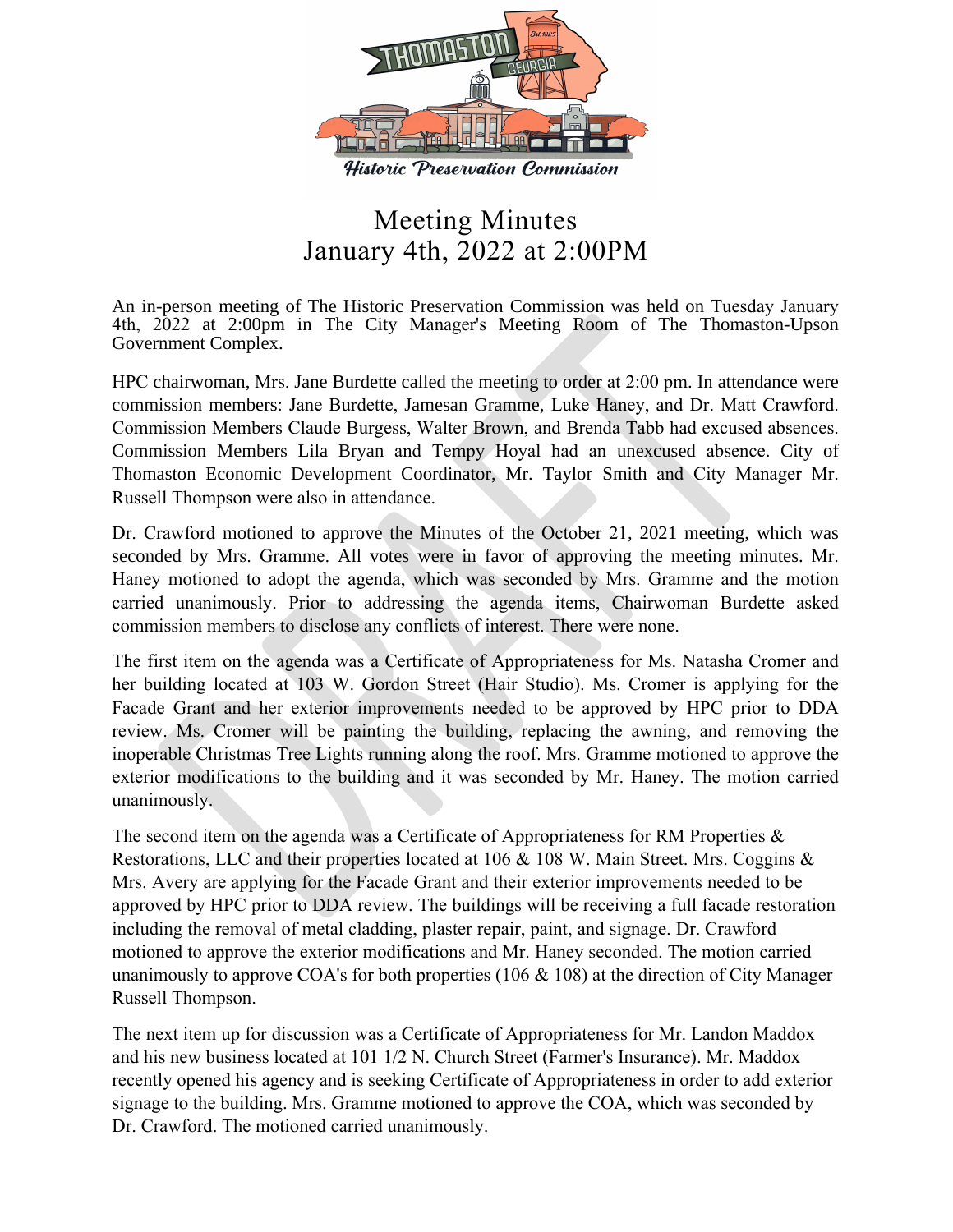Historic Preservation Commission

# Meeting Minutes
## January 4th, 2022 at 2:00PM

An in-person meeting of The Historic Preservation Commission was held on Tuesday January 4th, 2022 at 2:00pm in The City Manager's Meeting Room of The Thomaston-Upson Government Complex.

HPC chairwoman, Mrs. Jane Burdette called the meeting to order at 2:00 pm. In attendance were commission members: Jane Burdette, Jamesan Gramme, Luke Haney, and Dr. Matt Crawford. Commission Members Claude Burgess, Walter Brown, and Brenda Tabb had excused absences. Commission Members Lila Bryan and Tempy Hoyal had an unexcused absence. City of Thomaston Economic Development Coordinator, Mr. Taylor Smith and City Manager Mr. Russell Thompson were also in attendance.

Dr. Crawford motioned to approve the Minutes of the October 21, 2021 meeting, which was seconded by Mrs. Gramme. All votes were in favor of approving the meeting minutes. Mr. Haney motioned to adopt the agenda, which was seconded by Mrs. Gramme and the motion carried unanimously. Prior to addressing the agenda items, Chairwoman Burdette asked commission members to disclose any conflicts of interest. There were none.

The first item on the agenda was a Certificate of Appropriateness for Ms. Natasha Cromer and her building located at 103 W. Gordon Street (Hair Studio). Ms. Cromer is applying for the Facade Grant and her exterior improvements needed to be approved by HPC prior to DDA review. Ms. Cromer will be painting the building, replacing the awning, and removing the inoperable Christmas Tree Lights running along the roof. Mrs. Gramme motioned to approve the exterior modifications to the building and it was seconded by Mr. Haney. The motion carried unanimously.

The second item on the agenda was a Certificate of Appropriateness for RM Properties & Restorations, LLC and their properties located at 106 & 108 W. Main Street. Mrs. Coggins & Mrs. Avery are applying for the Facade Grant and their exterior improvements needed to be approved by HPC prior to DDA review. The buildings will be receiving a full facade restoration including the removal of metal cladding, plaster repair, paint, and signage. Dr. Crawford motioned to approve the exterior modifications and Mr. Haney seconded. The motion carried unanimously to approve COA's for both properties (106 & 108) at the direction of City Manager Russell Thompson.

The next item up for discussion was a Certificate of Appropriateness for Mr. Landon Maddox and his new business located at 101 1/2 N. Church Street (Farmer's Insurance). Mr. Maddox recently opened his agency and is seeking Certificate of Appropriateness in order to add exterior signage to the building. Mrs. Gramme motioned to approve the COA, which was seconded by Dr. Crawford. The motioned carried unanimously.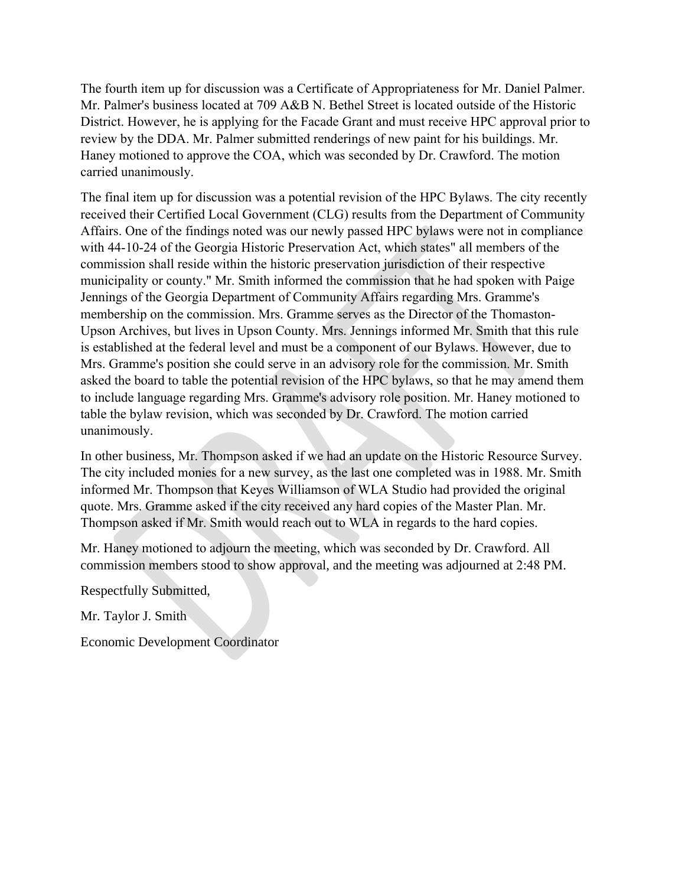The fourth item up for discussion was a Certificate of Appropriateness for Mr. Daniel Palmer. Mr. Palmer's business located at 709 A&B N. Bethel Street is located outside of the Historic District. However, he is applying for the Facade Grant and must receive HPC approval prior to review by the DDA. Mr. Palmer submitted renderings of new paint for his buildings. Mr. Haney motioned to approve the COA, which was seconded by Dr. Crawford. The motion carried unanimously.

The final item up for discussion was a potential revision of the HPC Bylaws. The city recently received their Certified Local Government (CLG) results from the Department of Community Affairs. One of the findings noted was our newly passed HPC bylaws were not in compliance with 44-10-24 of the Georgia Historic Preservation Act, which states" all members of the commission shall reside within the historic preservation jurisdiction of their respective municipality or county." Mr. Smith informed the commission that he had spoken with Paige Jennings of the Georgia Department of Community Affairs regarding Mrs. Gramme's membership on the commission. Mrs. Gramme serves as the Director of the Thomaston-Upson Archives, but lives in Upson County. Mrs. Jennings informed Mr. Smith that this rule is established at the federal level and must be a component of our Bylaws. However, due to Mrs. Gramme's position she could serve in an advisory role for the commission. Mr. Smith asked the board to table the potential revision of the HPC bylaws, so that he may amend them to include language regarding Mrs. Gramme's advisory role position. Mr. Haney motioned to table the bylaw revision, which was seconded by Dr. Crawford. The motion carried unanimously.

In other business, Mr. Thompson asked if we had an update on the Historic Resource Survey. The city included monies for a new survey, as the last one completed was in 1988. Mr. Smith informed Mr. Thompson that Keyes Williamson of WLA Studio had provided the original quote. Mrs. Gramme asked if the city received any hard copies of the Master Plan. Mr. Thompson asked if Mr. Smith would reach out to WLA in regards to the hard copies.

Mr. Haney motioned to adjourn the meeting, which was seconded by Dr. Crawford. All commission members stood to show approval, and the meeting was adjourned at 2:48 PM.

Respectfully Submitted,

Mr. Taylor J. Smith

Economic Development Coordinator